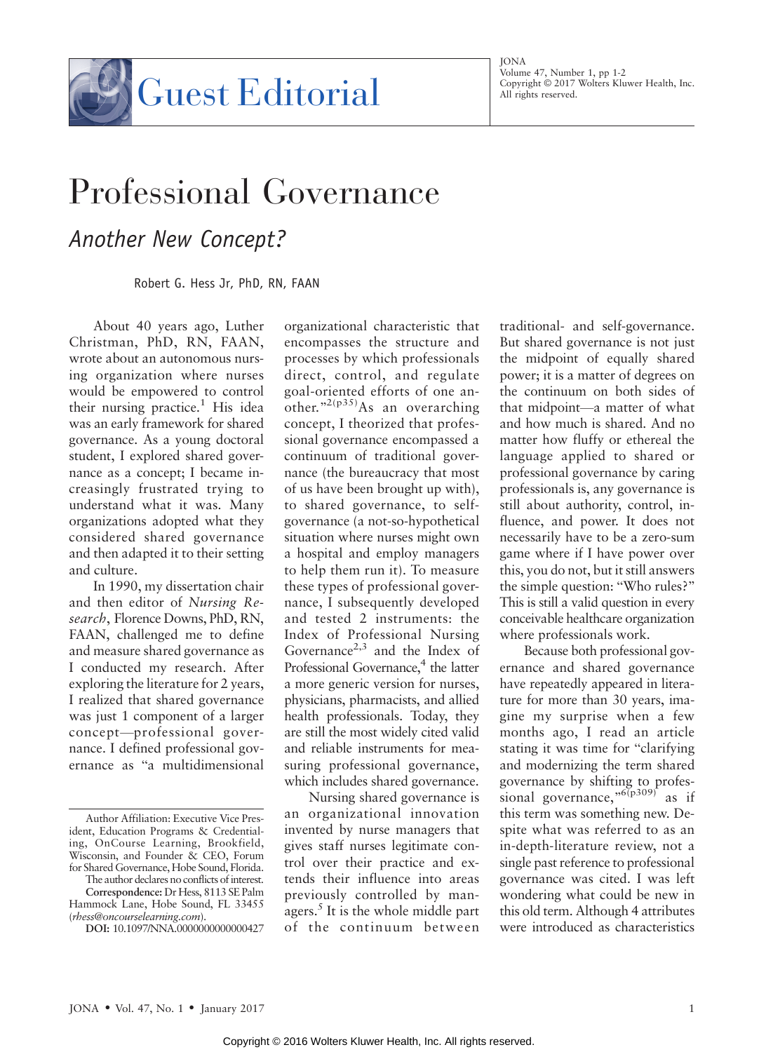# Guest Editorial

# Professional Governance

## *Another New Concept?*

Robert G. Hess Jr, PhD, RN, FAAN

About 40 years ago, Luther Christman, PhD, RN, FAAN, wrote about an autonomous nursing organization where nurses would be empowered to control their nursing practice.[1] His idea was an early framework for shared governance. As a young doctoral student, I explored shared governance as a concept; I became increasingly frustrated trying to understand what it was. Many organizations adopted what they considered shared governance and then adapted it to their setting and culture.

In 1990, my dissertation chair and then editor of *Nursing Research*, Florence Downs, PhD, RN, FAAN, challenged me to define and measure shared governance as I conducted my research. After exploring the literature for 2 years, I realized that shared governance was just 1 component of a larger concept—professional governance. I defined professional governance as "a multidimensional organizational characteristic that encompasses the structure and processes by which professionals direct, control, and regulate goal-oriented efforts of one another."[2(p35)] As an overarching concept, I theorized that professional governance encompassed a continuum of traditional governance (the bureaucracy that most of us have been brought up with), to shared governance, to self-governance (a not-so-hypothetical situation where nurses might own a hospital and employ managers to help them run it). To measure these types of professional governance, I subsequently developed and tested 2 instruments: the Index of Professional Nursing Governance[2,3] and the Index of Professional Governance,[4] the latter a more generic version for nurses, physicians, pharmacists, and allied health professionals. Today, they are still the most widely cited valid and reliable instruments for measuring professional governance, which includes shared governance.

Nursing shared governance is an organizational innovation invented by nurse managers that gives staff nurses legitimate control over their practice and extends their influence into areas previously controlled by managers.[5] It is the whole middle part of the continuum between traditional- and self-governance. But shared governance is not just the midpoint of equally shared power; it is a matter of degrees on the continuum on both sides of that midpoint—a matter of what and how much is shared. And no matter how fluffy or ethereal the language applied to shared or professional governance by caring professionals is, any governance is still about authority, control, influence, and power. It does not necessarily have to be a zero-sum game where if I have power over this, you do not, but it still answers the simple question: "Who rules?" This is still a valid question in every conceivable healthcare organization where professionals work.

Because both professional governance and shared governance have repeatedly appeared in literature for more than 30 years, imagine my surprise when a few months ago, I read an article stating it was time for "clarifying and modernizing the term shared governance by shifting to professional governance,"[6(p309)] as if this term was something new. Despite what was referred to as an in-depth-literature review, not a single past reference to professional governance was cited. I was left wondering what could be new in this old term. Although 4 attributes were introduced as characteristics

---

Author Affiliation: Executive Vice President, Education Programs & Credentialing, OnCourse Learning, Brookfield, Wisconsin, and Founder & CEO, Forum for Shared Governance, Hobe Sound, Florida.

The author declares no conflicts of interest.

**Correspondence:** Dr Hess, 8113 SE Palm Hammock Lane, Hobe Sound, FL 33455 (*rhess@oncourselearning.com*).

**DOI:** 10.1097/NNA.0000000000000427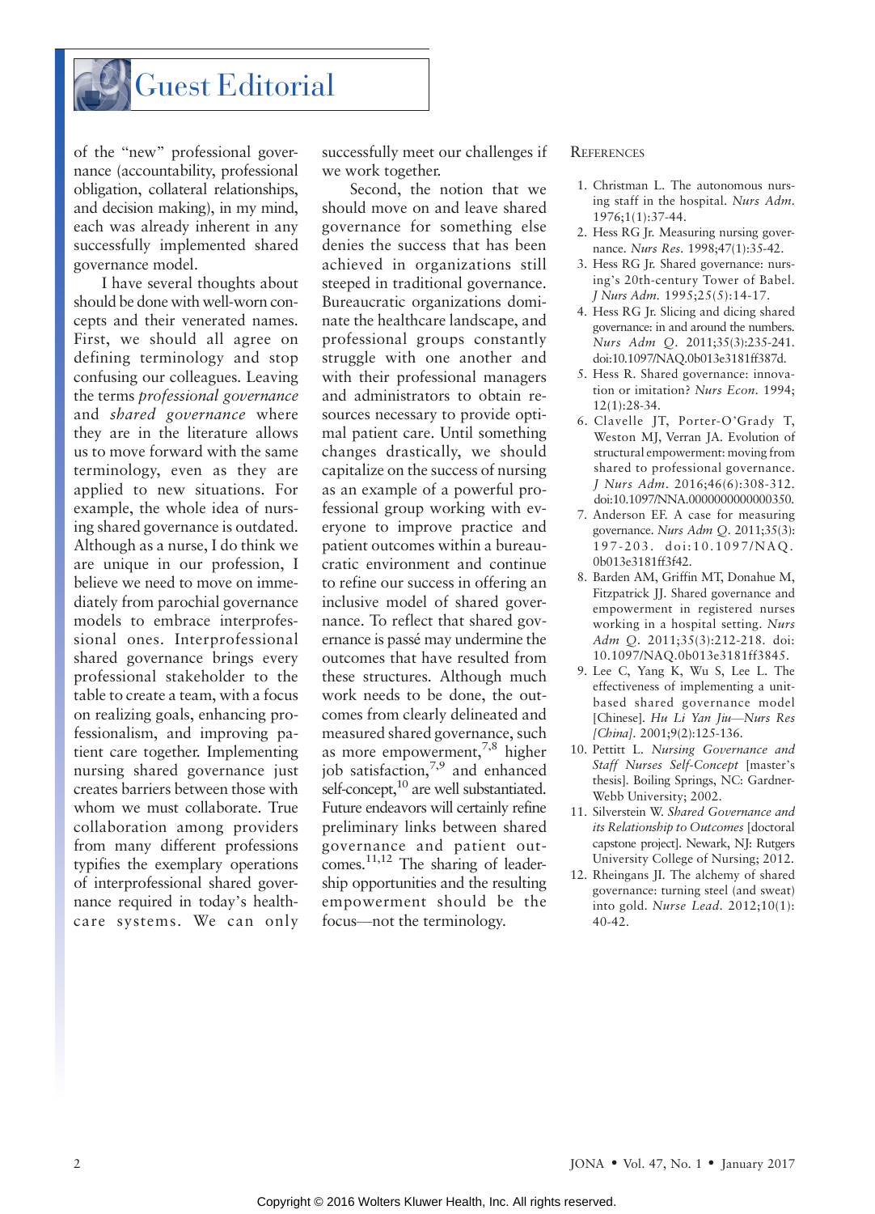of the "new" professional governance (accountability, professional obligation, collateral relationships, and decision making), in my mind, each was already inherent in any successfully implemented shared governance model.

I have several thoughts about should be done with well-worn concepts and their venerated names. First, we should all agree on defining terminology and stop confusing our colleagues. Leaving the terms *professional governance* and *shared governance* where they are in the literature allows us to move forward with the same terminology, even as they are applied to new situations. For example, the whole idea of nursing shared governance is outdated. Although as a nurse, I do think we are unique in our profession, I believe we need to move on immediately from parochial governance models to embrace interprofessional ones. Interprofessional shared governance brings every professional stakeholder to the table to create a team, with a focus on realizing goals, enhancing professionalism, and improving patient care together. Implementing nursing shared governance just creates barriers between those with whom we must collaborate. True collaboration among providers from many different professions typifies the exemplary operations of interprofessional shared governance required in today's healthcare systems. We can only successfully meet our challenges if we work together.

Second, the notion that we should move on and leave shared governance for something else denies the success that has been achieved in organizations still steeped in traditional governance. Bureaucratic organizations dominate the healthcare landscape, and professional groups constantly struggle with one another and with their professional managers and administrators to obtain resources necessary to provide optimal patient care. Until something changes drastically, we should capitalize on the success of nursing as an example of a powerful professional group working with everyone to improve practice and patient outcomes within a bureaucratic environment and continue to refine our success in offering an inclusive model of shared governance. To reflect that shared governance is passé may undermine the outcomes that have resulted from these structures. Although much work needs to be done, the outcomes from clearly delineated and measured shared governance, such as more empowerment,[7,8] higher job satisfaction,[7,9] and enhanced self-concept,[10] are well substantiated. Future endeavors will certainly refine preliminary links between shared governance and patient outcomes.[11,12] The sharing of leadership opportunities and the resulting empowerment should be the focus—not the terminology.

## References

1. Christman L. The autonomous nursing staff in the hospital. *Nurs Adm*. 1976;1(1):37-44.
2. Hess RG Jr. Measuring nursing governance. *Nurs Res*. 1998;47(1):35-42.
3. Hess RG Jr. Shared governance: nursing's 20th-century Tower of Babel. *J Nurs Adm*. 1995;25(5):14-17.
4. Hess RG Jr. Slicing and dicing shared governance: in and around the numbers. *Nurs Adm Q*. 2011;35(3):235-241. doi:10.1097/NAQ.0b013e3181ff387d.
5. Hess R. Shared governance: innovation or imitation? *Nurs Econ*. 1994;12(1):28-34.
6. Clavelle JT, Porter-O'Grady T, Weston MJ, Verran JA. Evolution of structural empowerment: moving from shared to professional governance. *J Nurs Adm*. 2016;46(6):308-312. doi:10.1097/NNA.0000000000000350.
7. Anderson EF. A case for measuring governance. *Nurs Adm Q*. 2011;35(3):197-203. doi:10.1097/NAQ.0b013e3181ff3f42.
8. Barden AM, Griffin MT, Donahue M, Fitzpatrick JJ. Shared governance and empowerment in registered nurses working in a hospital setting. *Nurs Adm Q*. 2011;35(3):212-218. doi:10.1097/NAQ.0b013e3181ff3845.
9. Lee C, Yang K, Wu S, Lee L. The effectiveness of implementing a unit-based shared governance model [Chinese]. *Hu Li Yan Jiu—Nurs Res [China]*. 2001;9(2):125-136.
10. Pettitt L. *Nursing Governance and Staff Nurses Self-Concept* [master's thesis]. Boiling Springs, NC: Gardner-Webb University; 2002.
11. Silverstein W. *Shared Governance and its Relationship to Outcomes* [doctoral capstone project]. Newark, NJ: Rutgers University College of Nursing; 2012.
12. Rheingans JI. The alchemy of shared governance: turning steel (and sweat) into gold. *Nurse Lead*. 2012;10(1):40-42.